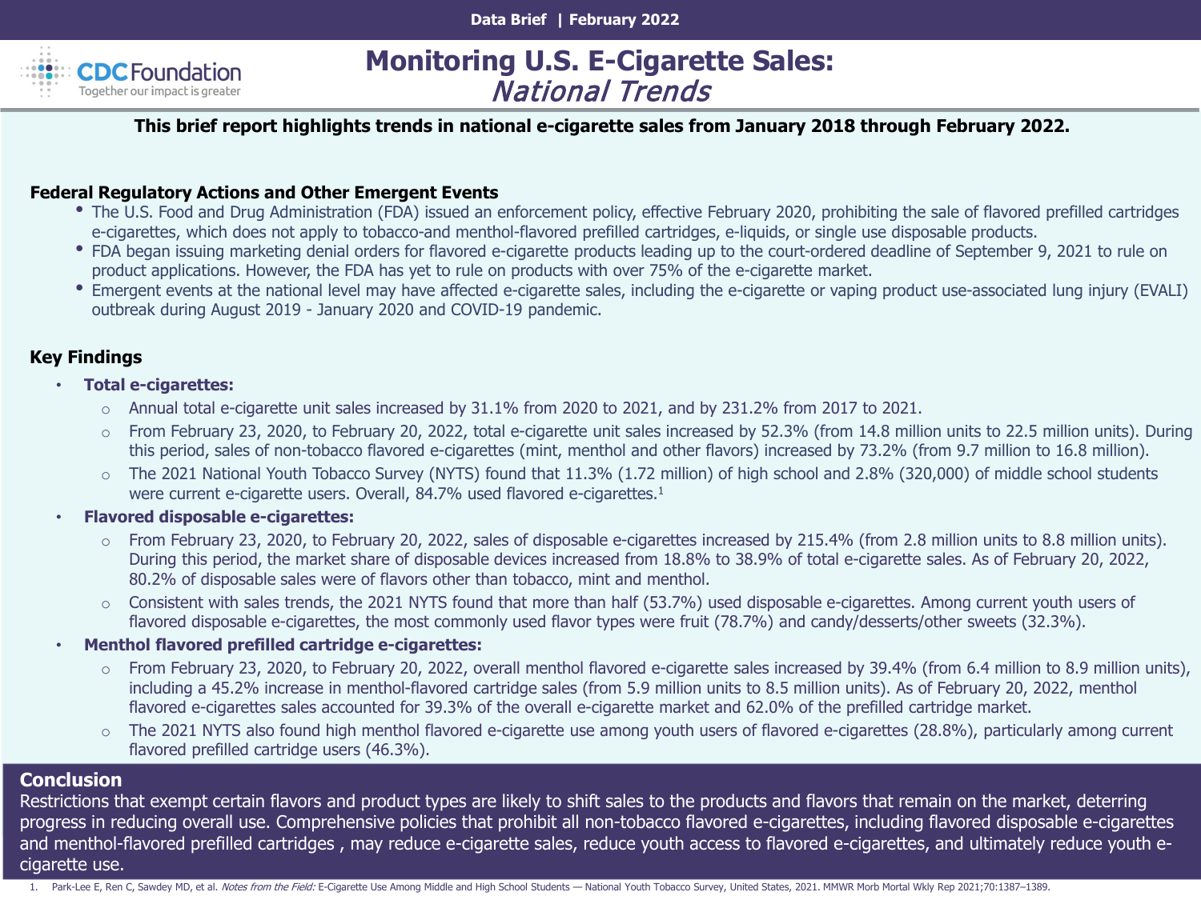Data Brief | February 2022

CDC Foundation
Together our impact is greater

# Monitoring U.S. E-Cigarette Sales: *National Trends*

**This brief report highlights trends in national e-cigarette sales from January 2018 through February 2022.**

## Federal Regulatory Actions and Other Emergent Events

- The U.S. Food and Drug Administration (FDA) issued an enforcement policy, effective February 2020, prohibiting the sale of flavored prefilled cartridges e-cigarettes, which does not apply to tobacco-and menthol-flavored prefilled cartridges, e-liquids, or single use disposable products.
- FDA began issuing marketing denial orders for flavored e-cigarette products leading up to the court-ordered deadline of September 9, 2021 to rule on product applications. However, the FDA has yet to rule on products with over 75% of the e-cigarette market.
- Emergent events at the national level may have affected e-cigarette sales, including the e-cigarette or vaping product use-associated lung injury (EVALI) outbreak during August 2019 - January 2020 and COVID-19 pandemic.

## Key Findings

- **Total e-cigarettes:**
  - Annual total e-cigarette unit sales increased by 31.1% from 2020 to 2021, and by 231.2% from 2017 to 2021.
  - From February 23, 2020, to February 20, 2022, total e-cigarette unit sales increased by 52.3% (from 14.8 million units to 22.5 million units). During this period, sales of non-tobacco flavored e-cigarettes (mint, menthol and other flavors) increased by 73.2% (from 9.7 million to 16.8 million).
  - The 2021 National Youth Tobacco Survey (NYTS) found that 11.3% (1.72 million) of high school and 2.8% (320,000) of middle school students were current e-cigarette users. Overall, 84.7% used flavored e-cigarettes.[1]
- **Flavored disposable e-cigarettes:**
  - From February 23, 2020, to February 20, 2022, sales of disposable e-cigarettes increased by 215.4% (from 2.8 million units to 8.8 million units). During this period, the market share of disposable devices increased from 18.8% to 38.9% of total e-cigarette sales. As of February 20, 2022, 80.2% of disposable sales were of flavors other than tobacco, mint and menthol.
  - Consistent with sales trends, the 2021 NYTS found that more than half (53.7%) used disposable e-cigarettes. Among current youth users of flavored disposable e-cigarettes, the most commonly used flavor types were fruit (78.7%) and candy/desserts/other sweets (32.3%).
- **Menthol flavored prefilled cartridge e-cigarettes:**
  - From February 23, 2020, to February 20, 2022, overall menthol flavored e-cigarette sales increased by 39.4% (from 6.4 million to 8.9 million units), including a 45.2% increase in menthol-flavored cartridge sales (from 5.9 million units to 8.5 million units). As of February 20, 2022, menthol flavored e-cigarettes sales accounted for 39.3% of the overall e-cigarette market and 62.0% of the prefilled cartridge market.
  - The 2021 NYTS also found high menthol flavored e-cigarette use among youth users of flavored e-cigarettes (28.8%), particularly among current flavored prefilled cartridge users (46.3%).

## Conclusion

Restrictions that exempt certain flavors and product types are likely to shift sales to the products and flavors that remain on the market, deterring progress in reducing overall use. Comprehensive policies that prohibit all non-tobacco flavored e-cigarettes, including flavored disposable e-cigarettes and menthol-flavored prefilled cartridges , may reduce e-cigarette sales, reduce youth access to flavored e-cigarettes, and ultimately reduce youth e-cigarette use.

1. Park-Lee E, Ren C, Sawdey MD, et al. *Notes from the Field:* E-Cigarette Use Among Middle and High School Students — National Youth Tobacco Survey, United States, 2021. MMWR Morb Mortal Wkly Rep 2021;70:1387–1389.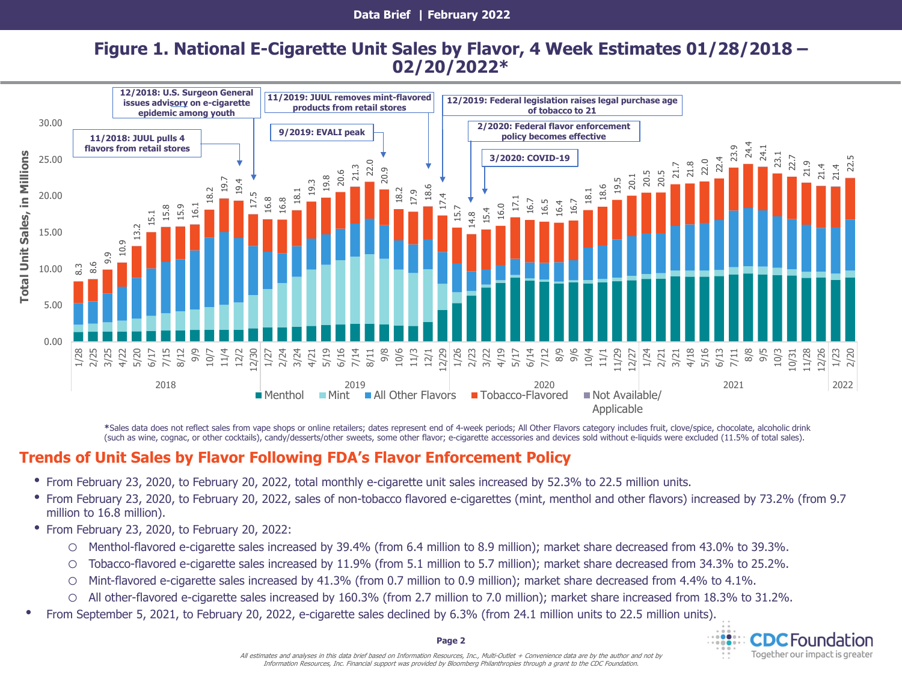# Figure 1. National E-Cigarette Unit Sales by Flavor, 4 Week Estimates 01/28/2018 – 02/20/2022*

*Sales data does not reflect sales from vape shops or online retailers; dates represent end of 4-week periods; All Other Flavors category includes fruit, clove/spice, chocolate, alcoholic drink (such as wine, cognac, or other cocktails), candy/desserts/other sweets, some other flavor; e-cigarette accessories and devices sold without e-liquids were excluded (11.5% of total sales).

## Trends of Unit Sales by Flavor Following FDA's Flavor Enforcement Policy

- From February 23, 2020, to February 20, 2022, total monthly e-cigarette unit sales increased by 52.3% to 22.5 million units.
- From February 23, 2020, to February 20, 2022, sales of non-tobacco flavored e-cigarettes (mint, menthol and other flavors) increased by 73.2% (from 9.7 million to 16.8 million).
- From February 23, 2020, to February 20, 2022:
  - Menthol-flavored e-cigarette sales increased by 39.4% (from 6.4 million to 8.9 million); market share decreased from 43.0% to 39.3%.
  - Tobacco-flavored e-cigarette sales increased by 11.9% (from 5.1 million to 5.7 million); market share decreased from 34.3% to 25.2%.
  - Mint-flavored e-cigarette sales increased by 41.3% (from 0.7 million to 0.9 million); market share decreased from 4.4% to 4.1%.
  - All other-flavored e-cigarette sales increased by 160.3% (from 2.7 million to 7.0 million); market share increased from 18.3% to 31.2%.
- From September 5, 2021, to February 20, 2022, e-cigarette sales declined by 6.3% (from 24.1 million units to 22.5 million units).

*All estimates and analyses in this data brief based on Information Resources, Inc., Multi-Outlet + Convenience data are by the author and not by Information Resources, Inc. Financial support was provided by Bloomberg Philanthropies through a grant to the CDC Foundation.*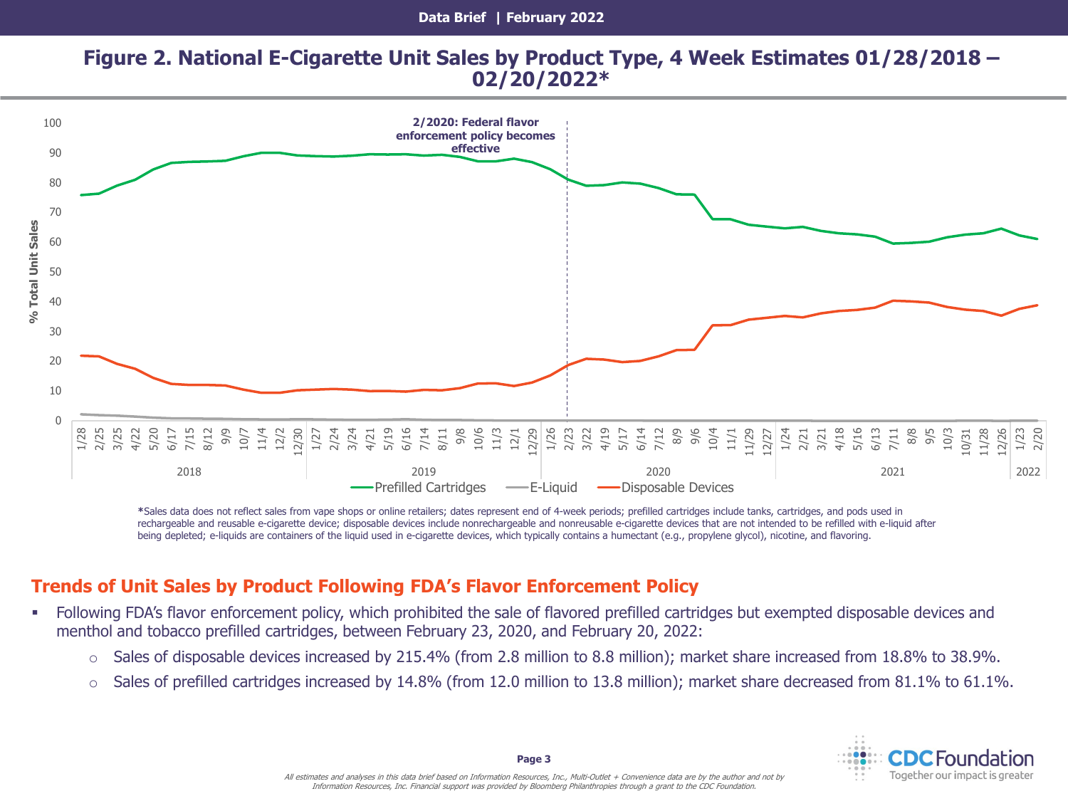## Figure 2. National E-Cigarette Unit Sales by Product Type, 4 Week Estimates 01/28/2018 – 02/20/2022*

*Sales data does not reflect sales from vape shops or online retailers; dates represent end of 4-week periods; prefilled cartridges include tanks, cartridges, and pods used in rechargeable and reusable e-cigarette device; disposable devices include nonrechargeable and nonreusable e-cigarette devices that are not intended to be refilled with e-liquid after being depleted; e-liquids are containers of the liquid used in e-cigarette devices, which typically contains a humectant (e.g., propylene glycol), nicotine, and flavoring.

## Trends of Unit Sales by Product Following FDA's Flavor Enforcement Policy

- Following FDA's flavor enforcement policy, which prohibited the sale of flavored prefilled cartridges but exempted disposable devices and menthol and tobacco prefilled cartridges, between February 23, 2020, and February 20, 2022:
    - Sales of disposable devices increased by 215.4% (from 2.8 million to 8.8 million); market share increased from 18.8% to 38.9%.
    - Sales of prefilled cartridges increased by 14.8% (from 12.0 million to 13.8 million); market share decreased from 81.1% to 61.1%.

*All estimates and analyses in this data brief based on Information Resources, Inc., Multi-Outlet + Convenience data are by the author and not by Information Resources, Inc. Financial support was provided by Bloomberg Philanthropies through a grant to the CDC Foundation.*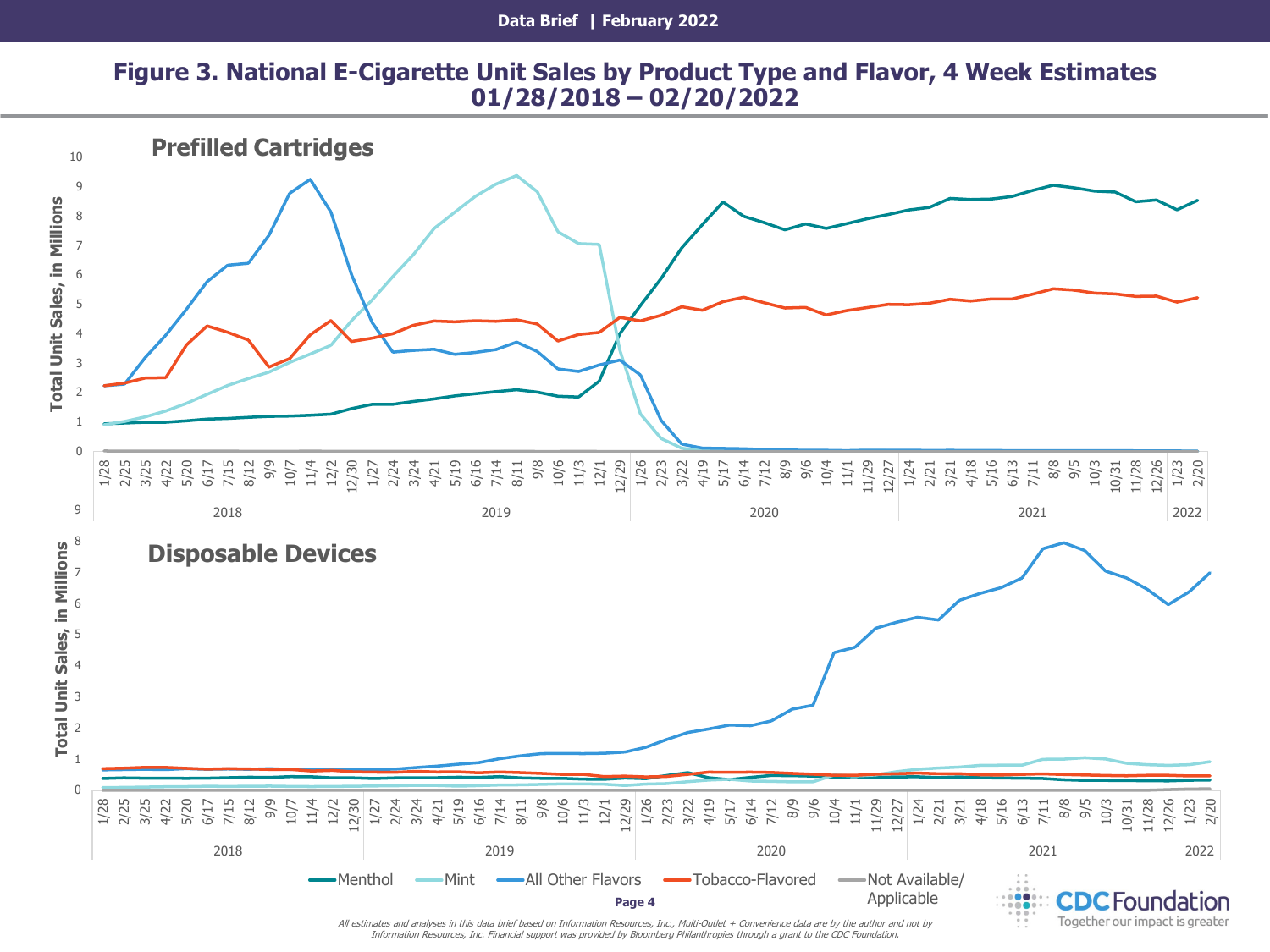## Figure 3. National E-Cigarette Unit Sales by Product Type and Flavor, 4 Week Estimates 01/28/2018 – 02/20/2022

*All estimates and analyses in this data brief based on Information Resources, Inc., Multi-Outlet + Convenience data are by the author and not by Information Resources, Inc. Financial support was provided by Bloomberg Philanthropies through a grant to the CDC Foundation.*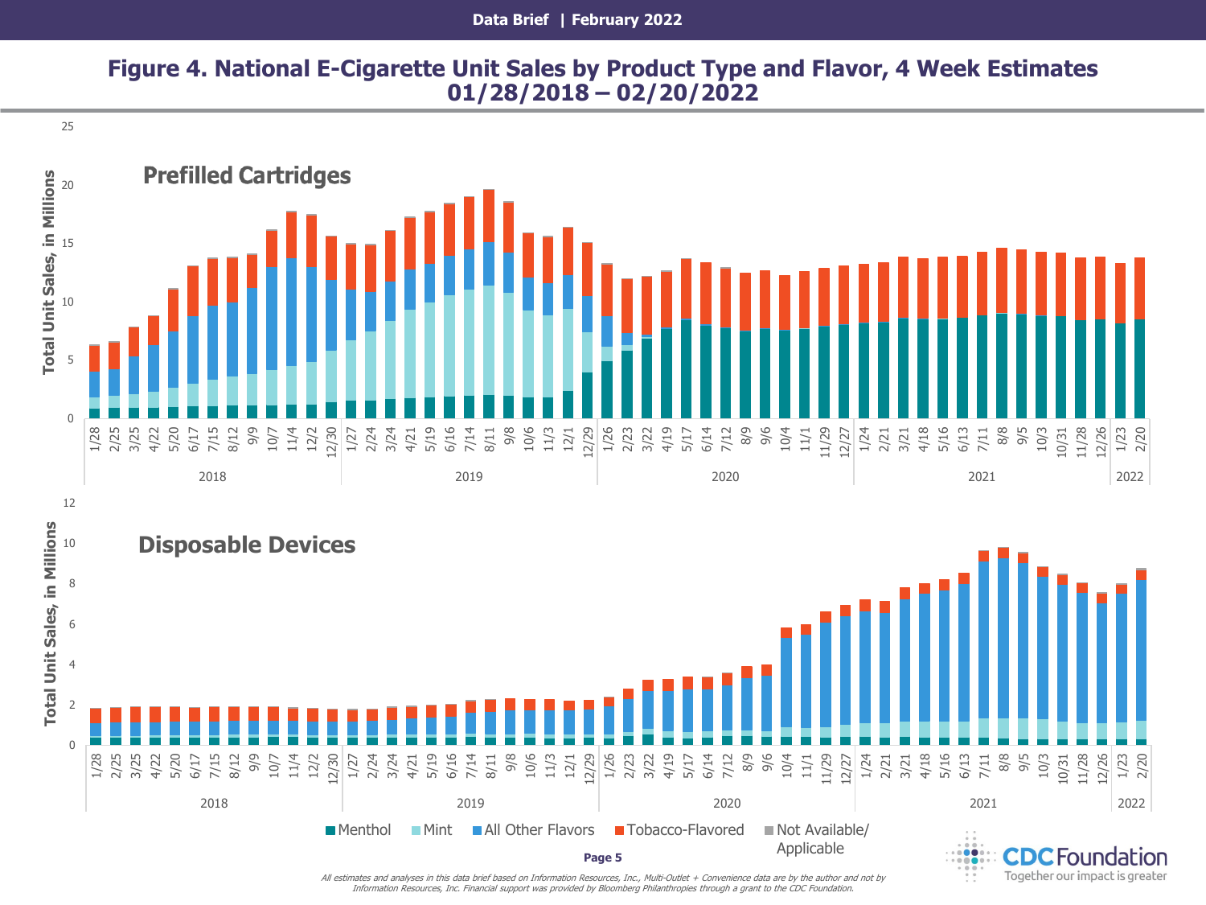## Figure 4. National E-Cigarette Unit Sales by Product Type and Flavor, 4 Week Estimates 01/28/2018 – 02/20/2022

*All estimates and analyses in this data brief based on Information Resources, Inc., Multi-Outlet + Convenience data are by the author and not by Information Resources, Inc. Financial support was provided by Bloomberg Philanthropies through a grant to the CDC Foundation.*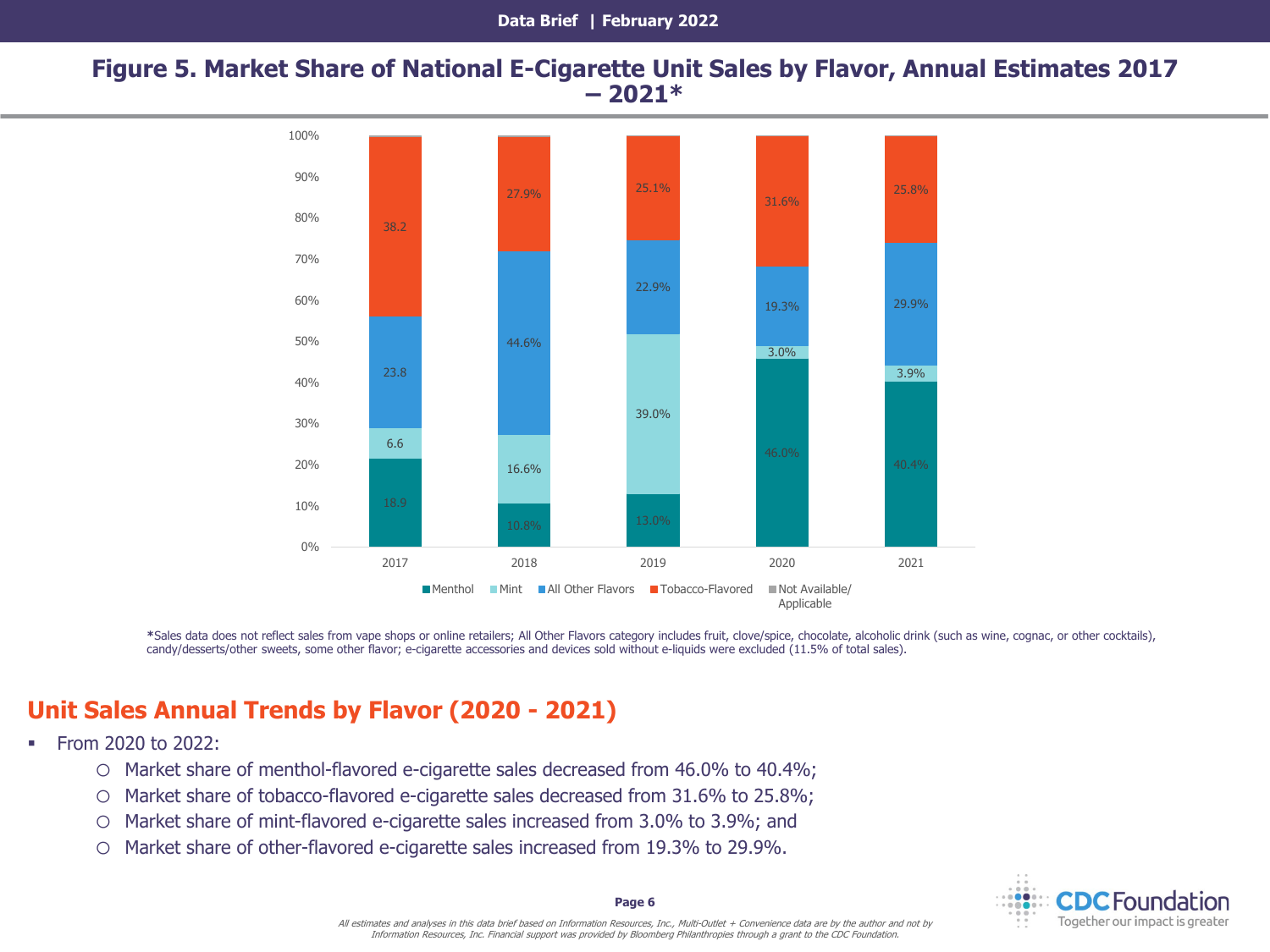## Figure 5. Market Share of National E-Cigarette Unit Sales by Flavor, Annual Estimates 2017 – 2021*

| Year | Menthol | Mint | All Other Flavors | Tobacco-Flavored |
|---|---|---|---|---|
| 2017 | 18.9 | 6.6 | 23.8 | 38.2 |
| 2018 | 10.8% | 16.6% | 44.6% | 27.9% |
| 2019 | 13.0% | 39.0% | 22.9% | 25.1% |
| 2020 | 46.0% | 3.0% | 19.3% | 31.6% |
| 2021 | 40.4% | 3.9% | 29.9% | 25.8% |

Legend: Menthol, Mint, All Other Flavors, Tobacco-Flavored, Not Available/ Applicable

*Sales data does not reflect sales from vape shops or online retailers; All Other Flavors category includes fruit, clove/spice, chocolate, alcoholic drink (such as wine, cognac, or other cocktails), candy/desserts/other sweets, some other flavor; e-cigarette accessories and devices sold without e-liquids were excluded (11.5% of total sales).

## Unit Sales Annual Trends by Flavor (2020 - 2021)

- From 2020 to 2022:
  - Market share of menthol-flavored e-cigarette sales decreased from 46.0% to 40.4%;
  - Market share of tobacco-flavored e-cigarette sales decreased from 31.6% to 25.8%;
  - Market share of mint-flavored e-cigarette sales increased from 3.0% to 3.9%; and
  - Market share of other-flavored e-cigarette sales increased from 19.3% to 29.9%.

*All estimates and analyses in this data brief based on Information Resources, Inc., Multi-Outlet + Convenience data are by the author and not by Information Resources, Inc. Financial support was provided by Bloomberg Philanthropies through a grant to the CDC Foundation.*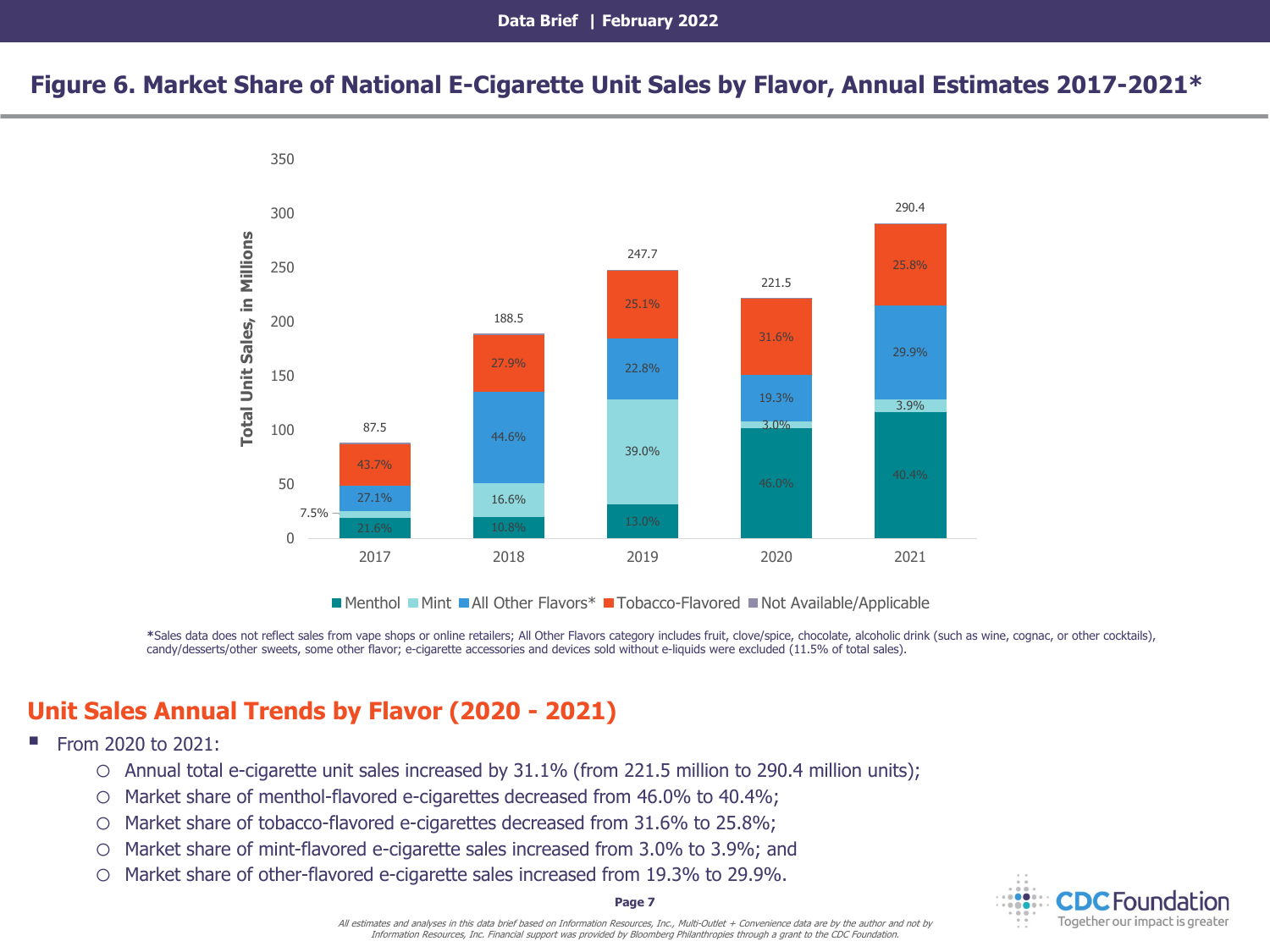## Figure 6. Market Share of National E-Cigarette Unit Sales by Flavor, Annual Estimates 2017-2021*

Total Unit Sales, in Millions

350
300
250
200
150
100
50
0

2017: 87.5 — 43.7%, 27.1%, 7.5%, 21.6%
2018: 188.5 — 27.9%, 44.6%, 16.6%, 10.8%
2019: 247.7 — 25.1%, 22.8%, 39.0%, 13.0%
2020: 221.5 — 31.6%, 19.3%, 3.0%, 46.0%
2021: 290.4 — 25.8%, 29.9%, 3.9%, 40.4%

Menthol | Mint | All Other Flavors* | Tobacco-Flavored | Not Available/Applicable

*Sales data does not reflect sales from vape shops or online retailers; All Other Flavors category includes fruit, clove/spice, chocolate, alcoholic drink (such as wine, cognac, or other cocktails), candy/desserts/other sweets, some other flavor; e-cigarette accessories and devices sold without e-liquids were excluded (11.5% of total sales).

## Unit Sales Annual Trends by Flavor (2020 - 2021)

- From 2020 to 2021:
  - Annual total e-cigarette unit sales increased by 31.1% (from 221.5 million to 290.4 million units);
  - Market share of menthol-flavored e-cigarettes decreased from 46.0% to 40.4%;
  - Market share of tobacco-flavored e-cigarettes decreased from 31.6% to 25.8%;
  - Market share of mint-flavored e-cigarette sales increased from 3.0% to 3.9%; and
  - Market share of other-flavored e-cigarette sales increased from 19.3% to 29.9%.

*All estimates and analyses in this data brief based on Information Resources, Inc., Multi-Outlet + Convenience data are by the author and not by Information Resources, Inc. Financial support was provided by Bloomberg Philanthropies through a grant to the CDC Foundation.*

CDC Foundation
Together our impact is greater